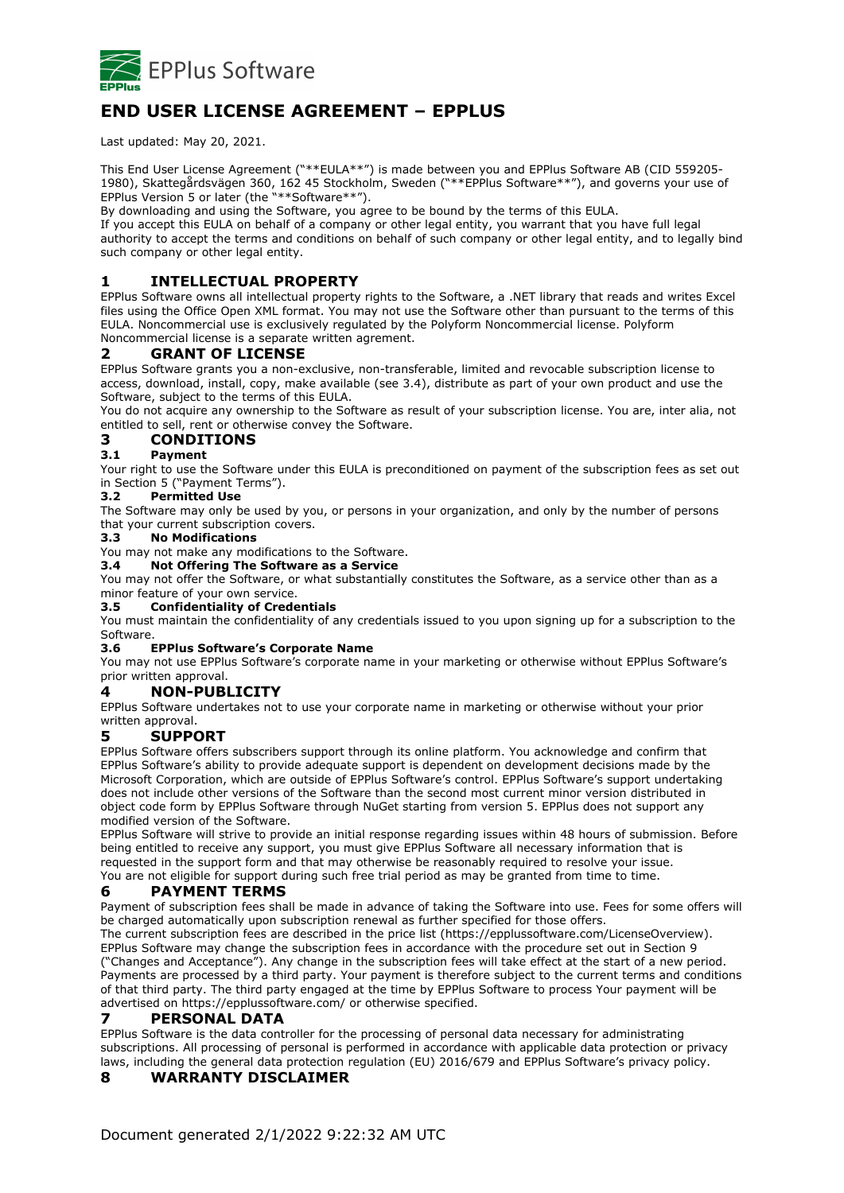EPPlus Software

# END USER LICENSE AGREEMENT – EPPLUS

Last updated: May 20, 2021.

This End User License Agreement ("**EULA**") is made between you and EPPlus Software AB (CID 559205-1980), Skattegårdsvägen 360, 162 45 Stockholm, Sweden ("**EPPlus Software**"), and governs your use of EPPlus Version 5 or later (the "**Software**").

By downloading and using the Software, you agree to be bound by the terms of this EULA.

If you accept this EULA on behalf of a company or other legal entity, you warrant that you have full legal authority to accept the terms and conditions on behalf of such company or other legal entity, and to legally bind such company or other legal entity.

## 1 INTELLECTUAL PROPERTY

EPPlus Software owns all intellectual property rights to the Software, a .NET library that reads and writes Excel files using the Office Open XML format. You may not use the Software other than pursuant to the terms of this EULA. Noncommercial use is exclusively regulated by the Polyform Noncommercial license. Polyform Noncommercial license is a separate written agrement.

## 2 GRANT OF LICENSE

EPPlus Software grants you a non-exclusive, non-transferable, limited and revocable subscription license to access, download, install, copy, make available (see 3.4), distribute as part of your own product and use the Software, subject to the terms of this EULA.

You do not acquire any ownership to the Software as result of your subscription license. You are, inter alia, not entitled to sell, rent or otherwise convey the Software.

## 3 CONDITIONS

### 3.1 Payment

Your right to use the Software under this EULA is preconditioned on payment of the subscription fees as set out in Section 5 ("Payment Terms").

### 3.2 Permitted Use

The Software may only be used by you, or persons in your organization, and only by the number of persons that your current subscription covers.

### 3.3 No Modifications

You may not make any modifications to the Software.

### 3.4 Not Offering The Software as a Service

You may not offer the Software, or what substantially constitutes the Software, as a service other than as a minor feature of your own service.

### 3.5 Confidentiality of Credentials

You must maintain the confidentiality of any credentials issued to you upon signing up for a subscription to the Software.

### 3.6 EPPlus Software's Corporate Name

You may not use EPPlus Software's corporate name in your marketing or otherwise without EPPlus Software's prior written approval.

## 4 NON-PUBLICITY

EPPlus Software undertakes not to use your corporate name in marketing or otherwise without your prior written approval.

## 5 SUPPORT

EPPlus Software offers subscribers support through its online platform. You acknowledge and confirm that EPPlus Software's ability to provide adequate support is dependent on development decisions made by the Microsoft Corporation, which are outside of EPPlus Software's control. EPPlus Software's support undertaking does not include other versions of the Software than the second most current minor version distributed in object code form by EPPlus Software through NuGet starting from version 5. EPPlus does not support any modified version of the Software.

EPPlus Software will strive to provide an initial response regarding issues within 48 hours of submission. Before being entitled to receive any support, you must give EPPlus Software all necessary information that is requested in the support form and that may otherwise be reasonably required to resolve your issue.

You are not eligible for support during such free trial period as may be granted from time to time.

## 6 PAYMENT TERMS

Payment of subscription fees shall be made in advance of taking the Software into use. Fees for some offers will be charged automatically upon subscription renewal as further specified for those offers.

The current subscription fees are described in the price list (https://eppluss oftware.com/LicenseOverview). EPPlus Software may change the subscription fees in accordance with the procedure set out in Section 9 ("Changes and Acceptance"). Any change in the subscription fees will take effect at the start of a new period. Payments are processed by a third party. Your payment is therefore subject to the current terms and conditions of that third party. The third party engaged at the time by EPPlus Software to process Your payment will be advertised on https://epplussoftware.com/ or otherwise specified.

## 7 PERSONAL DATA

EPPlus Software is the data controller for the processing of personal data necessary for administrating subscriptions. All processing of personal is performed in accordance with applicable data protection or privacy laws, including the general data protection regulation (EU) 2016/679 and EPPlus Software's privacy policy.

## 8 WARRANTY DISCLAIMER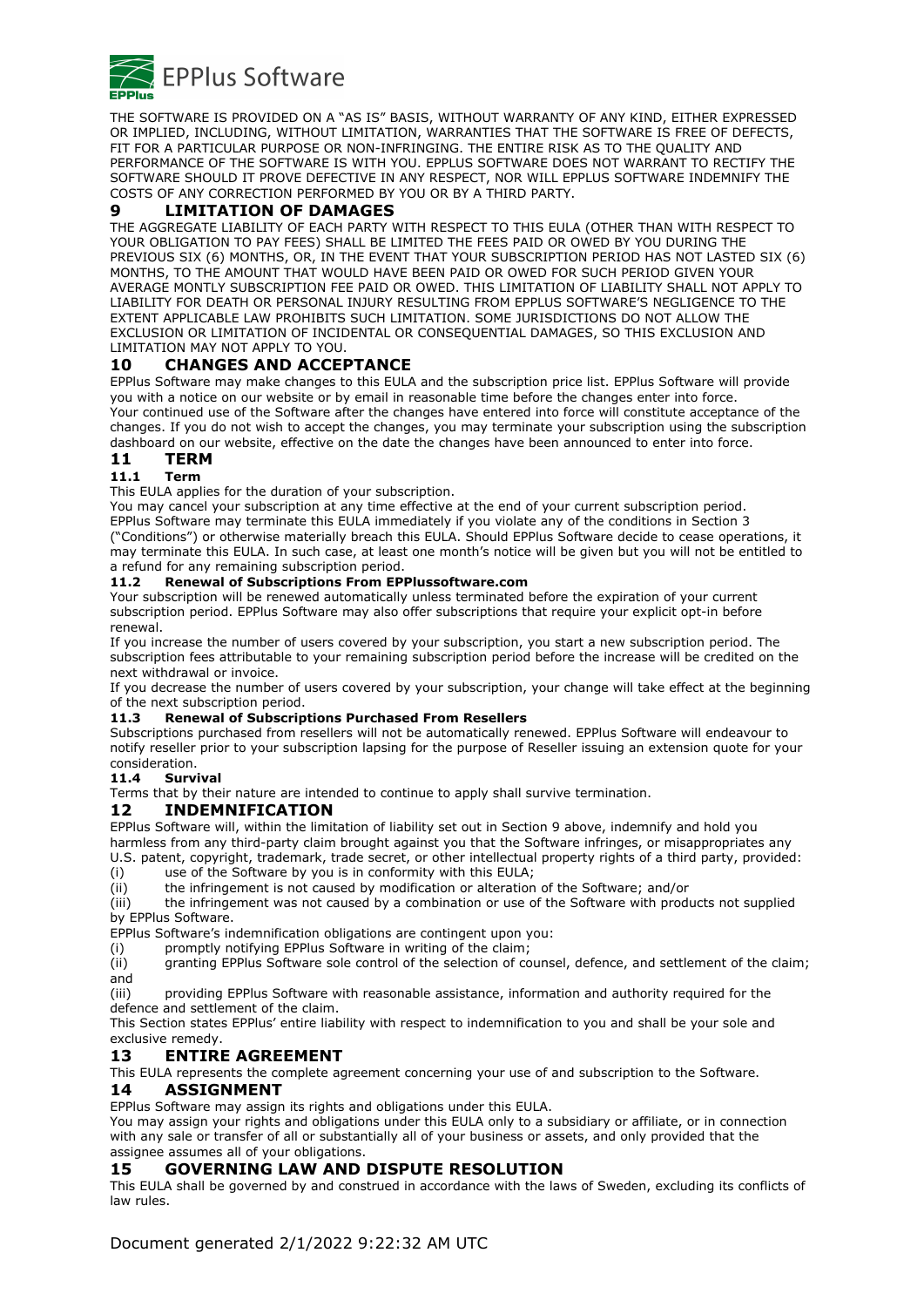THE SOFTWARE IS PROVIDED ON A "AS IS" BASIS, WITHOUT WARRANTY OF ANY KIND, EITHER EXPRESSED OR IMPLIED, INCLUDING, WITHOUT LIMITATION, WARRANTIES THAT THE SOFTWARE IS FREE OF DEFECTS, FIT FOR A PARTICULAR PURPOSE OR NON-INFRINGING. THE ENTIRE RISK AS TO THE QUALITY AND PERFORMANCE OF THE SOFTWARE IS WITH YOU. EPPLUS SOFTWARE DOES NOT WARRANT TO RECTIFY THE SOFTWARE SHOULD IT PROVE DEFECTIVE IN ANY RESPECT, NOR WILL EPPLUS SOFTWARE INDEMNIFY THE COSTS OF ANY CORRECTION PERFORMED BY YOU OR BY A THIRD PARTY.

## 9 LIMITATION OF DAMAGES

THE AGGREGATE LIABILITY OF EACH PARTY WITH RESPECT TO THIS EULA (OTHER THAN WITH RESPECT TO YOUR OBLIGATION TO PAY FEES) SHALL BE LIMITED THE FEES PAID OR OWED BY YOU DURING THE PREVIOUS SIX (6) MONTHS, OR, IN THE EVENT THAT YOUR SUBSCRIPTION PERIOD HAS NOT LASTED SIX (6) MONTHS, TO THE AMOUNT THAT WOULD HAVE BEEN PAID OR OWED FOR SUCH PERIOD GIVEN YOUR AVERAGE MONTLY SUBSCRIPTION FEE PAID OR OWED. THIS LIMITATION OF LIABILITY SHALL NOT APPLY TO LIABILITY FOR DEATH OR PERSONAL INJURY RESULTING FROM EPPLUS SOFTWARE'S NEGLIGENCE TO THE EXTENT APPLICABLE LAW PROHIBITS SUCH LIMITATION. SOME JURISDICTIONS DO NOT ALLOW THE EXCLUSION OR LIMITATION OF INCIDENTAL OR CONSEQUENTIAL DAMAGES, SO THIS EXCLUSION AND LIMITATION MAY NOT APPLY TO YOU.

## 10 CHANGES AND ACCEPTANCE

EPPlus Software may make changes to this EULA and the subscription price list. EPPlus Software will provide you with a notice on our website or by email in reasonable time before the changes enter into force.
Your continued use of the Software after the changes have entered into force will constitute acceptance of the changes. If you do not wish to accept the changes, you may terminate your subscription using the subscription dashboard on our website, effective on the date the changes have been announced to enter into force.

## 11 TERM

### 11.1 Term

This EULA applies for the duration of your subscription.
You may cancel your subscription at any time effective at the end of your current subscription period.
EPPlus Software may terminate this EULA immediately if you violate any of the conditions in Section 3 ("Conditions") or otherwise materially breach this EULA. Should EPPlus Software decide to cease operations, it may terminate this EULA. In such case, at least one month's notice will be given but you will not be entitled to a refund for any remaining subscription period.

### 11.2 Renewal of Subscriptions From EPPlussoftware.com

Your subscription will be renewed automatically unless terminated before the expiration of your current subscription period. EPPlus Software may also offer subscriptions that require your explicit opt-in before renewal.
If you increase the number of users covered by your subscription, you start a new subscription period. The subscription fees attributable to your remaining subscription period before the increase will be credited on the next withdrawal or invoice.
If you decrease the number of users covered by your subscription, your change will take effect at the beginning of the next subscription period.

### 11.3 Renewal of Subscriptions Purchased From Resellers

Subscriptions purchased from resellers will not be automatically renewed. EPPlus Software will endeavour to notify reseller prior to your subscription lapsing for the purpose of Reseller issuing an extension quote for your consideration.

### 11.4 Survival

Terms that by their nature are intended to continue to apply shall survive termination.

## 12 INDEMNIFICATION

EPPlus Software will, within the limitation of liability set out in Section 9 above, indemnify and hold you harmless from any third-party claim brought against you that the Software infringes, or misappropriates any U.S. patent, copyright, trademark, trade secret, or other intellectual property rights of a third party, provided:

(i) use of the Software by you is in conformity with this EULA;
(ii) the infringement is not caused by modification or alteration of the Software; and/or
(iii) the infringement was not caused by a combination or use of the Software with products not supplied by EPPlus Software.

EPPlus Software's indemnification obligations are contingent upon you:

(i) promptly notifying EPPlus Software in writing of the claim;
(ii) granting EPPlus Software sole control of the selection of counsel, defence, and settlement of the claim; and
(iii) providing EPPlus Software with reasonable assistance, information and authority required for the defence and settlement of the claim.

This Section states EPPlus' entire liability with respect to indemnification to you and shall be your sole and exclusive remedy.

## 13 ENTIRE AGREEMENT

This EULA represents the complete agreement concerning your use of and subscription to the Software.

## 14 ASSIGNMENT

EPPlus Software may assign its rights and obligations under this EULA.
You may assign your rights and obligations under this EULA only to a subsidiary or affiliate, or in connection with any sale or transfer of all or substantially all of your business or assets, and only provided that the assignee assumes all of your obligations.

## 15 GOVERNING LAW AND DISPUTE RESOLUTION

This EULA shall be governed by and construed in accordance with the laws of Sweden, excluding its conflicts of law rules.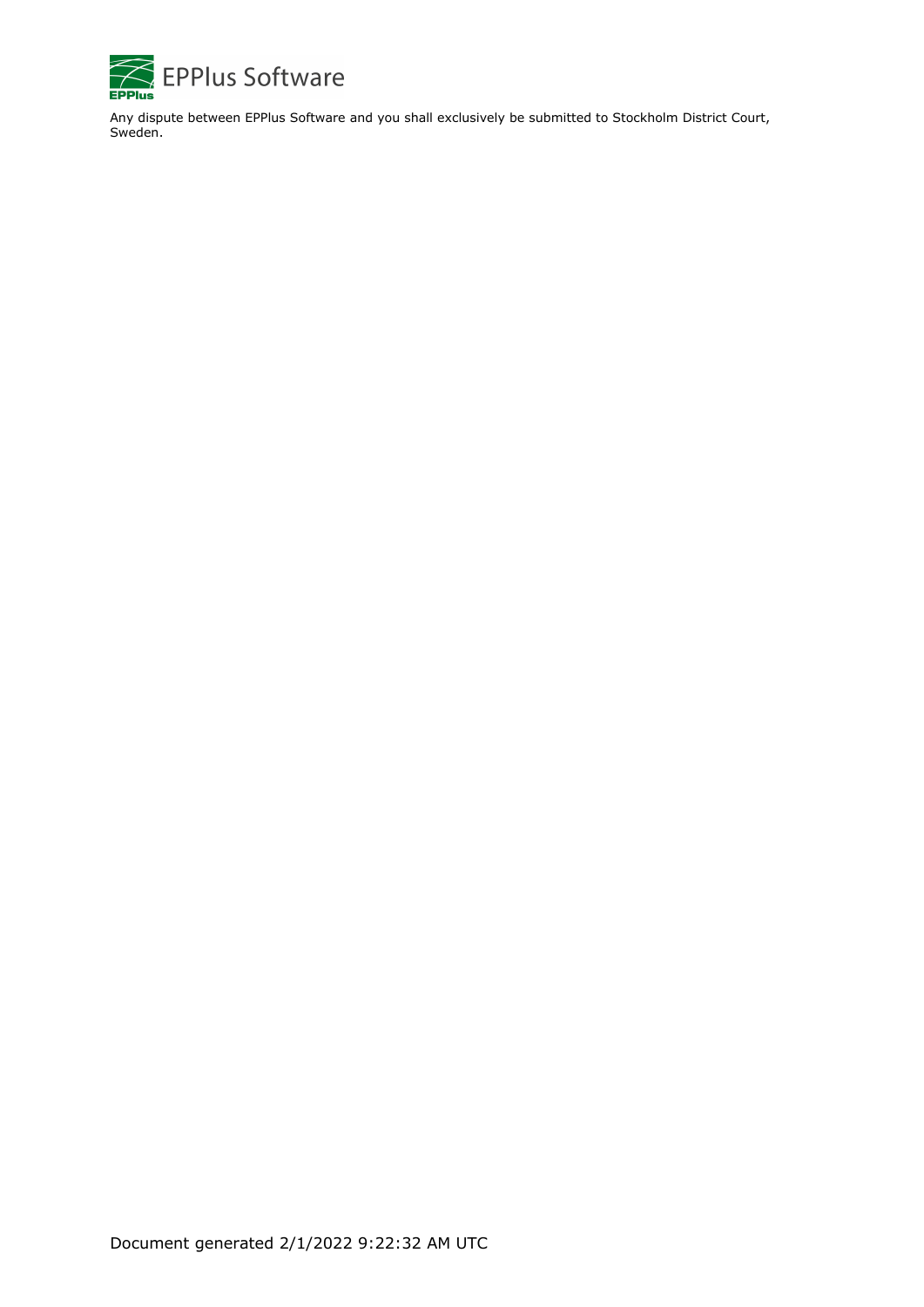Any dispute between EPPlus Software and you shall exclusively be submitted to Stockholm District Court, Sweden.